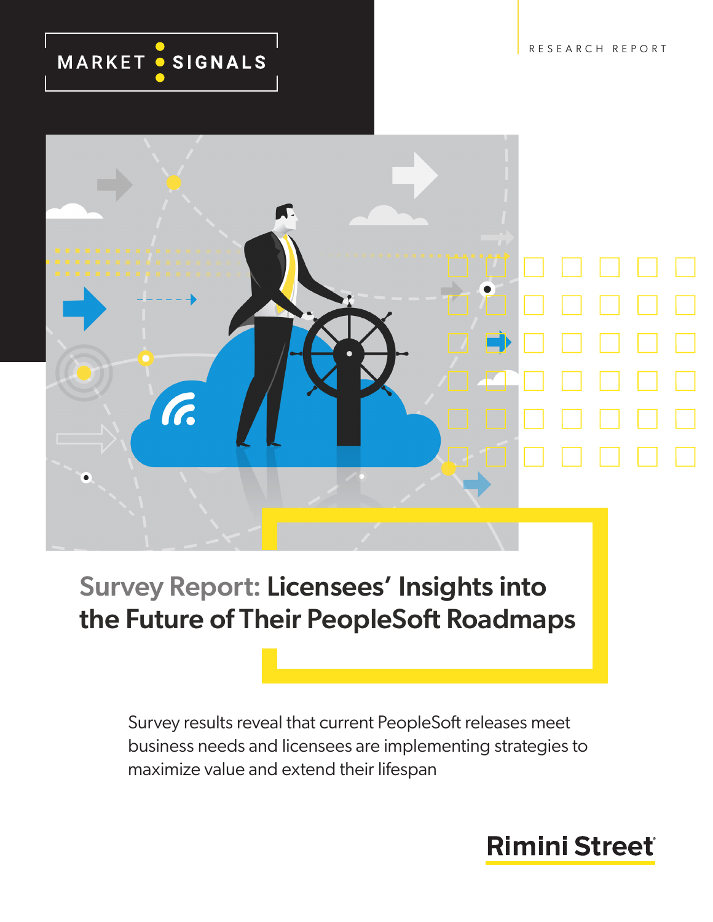MARKET SIGNALS

RESEARCH REPORT

# Survey Report: Licensees' Insights into the Future of Their PeopleSoft Roadmaps

Survey results reveal that current PeopleSoft releases meet business needs and licensees are implementing strategies to maximize value and extend their lifespan

Rimini Street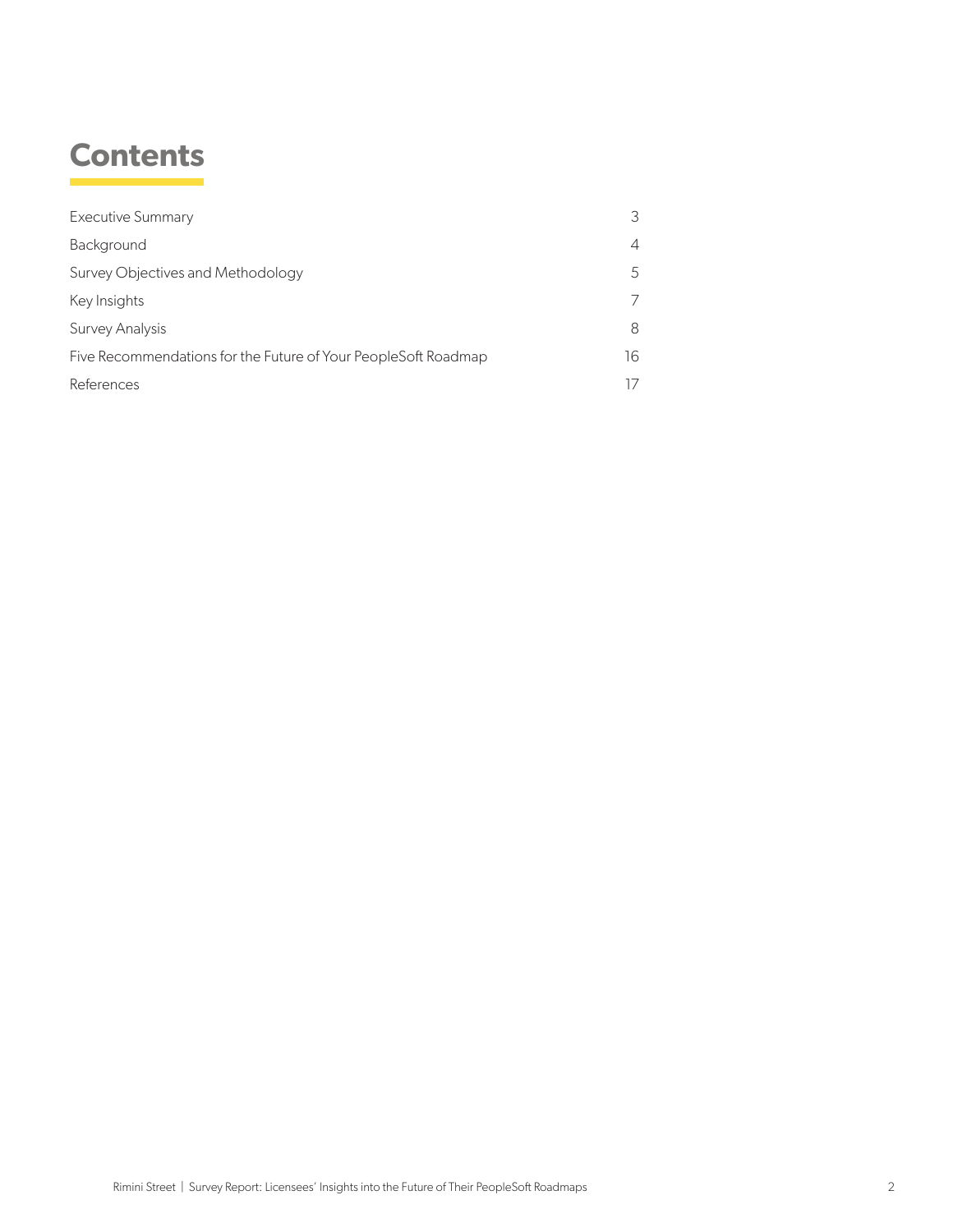# Contents

| | |
|---|---|
| Executive Summary | 3 |
| Background | 4 |
| Survey Objectives and Methodology | 5 |
| Key Insights | 7 |
| Survey Analysis | 8 |
| Five Recommendations for the Future of Your PeopleSoft Roadmap | 16 |
| References | 17 |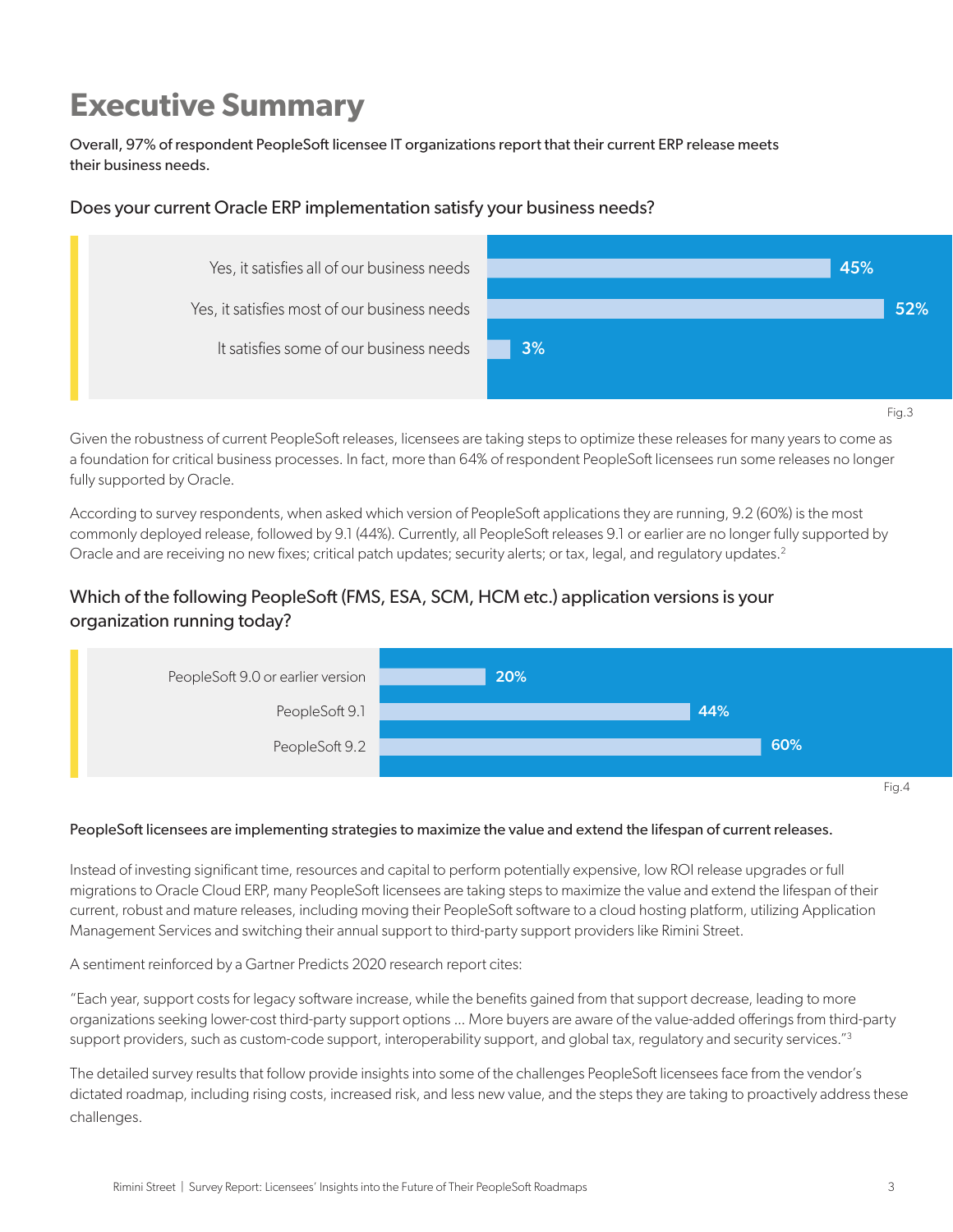# Executive Summary

Overall, 97% of respondent PeopleSoft licensee IT organizations report that their current ERP release meets their business needs.

### Does your current Oracle ERP implementation satisfy your business needs?

| Response | Percentage |
| --- | --- |
| Yes, it satisfies all of our business needs | 45% |
| Yes, it satisfies most of our business needs | 52% |
| It satisfies some of our business needs | 3% |

Fig.3

Given the robustness of current PeopleSoft releases, licensees are taking steps to optimize these releases for many years to come as a foundation for critical business processes. In fact, more than 64% of respondent PeopleSoft licensees run some releases no longer fully supported by Oracle.

According to survey respondents, when asked which version of PeopleSoft applications they are running, 9.2 (60%) is the most commonly deployed release, followed by 9.1 (44%). Currently, all PeopleSoft releases 9.1 or earlier are no longer fully supported by Oracle and are receiving no new fixes; critical patch updates; security alerts; or tax, legal, and regulatory updates.[2]

### Which of the following PeopleSoft (FMS, ESA, SCM, HCM etc.) application versions is your organization running today?

| Version | Percentage |
| --- | --- |
| PeopleSoft 9.0 or earlier version | 20% |
| PeopleSoft 9.1 | 44% |
| PeopleSoft 9.2 | 60% |

Fig.4

PeopleSoft licensees are implementing strategies to maximize the value and extend the lifespan of current releases.

Instead of investing significant time, resources and capital to perform potentially expensive, low ROI release upgrades or full migrations to Oracle Cloud ERP, many PeopleSoft licensees are taking steps to maximize the value and extend the lifespan of their current, robust and mature releases, including moving their PeopleSoft software to a cloud hosting platform, utilizing Application Management Services and switching their annual support to third-party support providers like Rimini Street.

A sentiment reinforced by a Gartner Predicts 2020 research report cites:

"Each year, support costs for legacy software increase, while the benefits gained from that support decrease, leading to more organizations seeking lower-cost third-party support options ... More buyers are aware of the value-added offerings from third-party support providers, such as custom-code support, interoperability support, and global tax, regulatory and security services."[3]

The detailed survey results that follow provide insights into some of the challenges PeopleSoft licensees face from the vendor's dictated roadmap, including rising costs, increased risk, and less new value, and the steps they are taking to proactively address these challenges.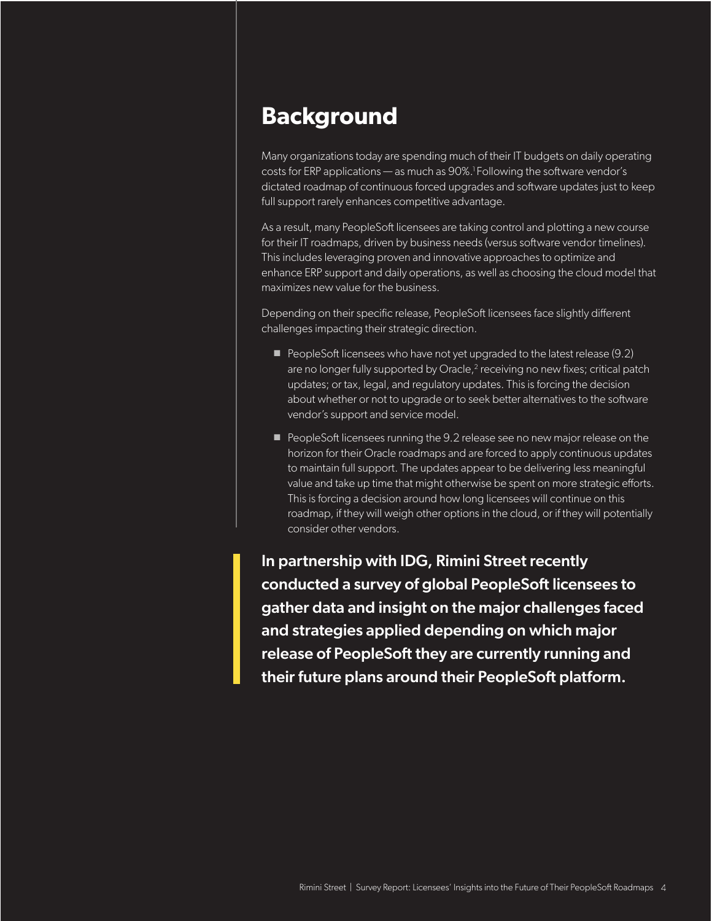## Background

Many organizations today are spending much of their IT budgets on daily operating costs for ERP applications — as much as 90%.[1] Following the software vendor's dictated roadmap of continuous forced upgrades and software updates just to keep full support rarely enhances competitive advantage.

As a result, many PeopleSoft licensees are taking control and plotting a new course for their IT roadmaps, driven by business needs (versus software vendor timelines). This includes leveraging proven and innovative approaches to optimize and enhance ERP support and daily operations, as well as choosing the cloud model that maximizes new value for the business.

Depending on their specific release, PeopleSoft licensees face slightly different challenges impacting their strategic direction.

- PeopleSoft licensees who have not yet upgraded to the latest release (9.2) are no longer fully supported by Oracle,[2] receiving no new fixes; critical patch updates; or tax, legal, and regulatory updates. This is forcing the decision about whether or not to upgrade or to seek better alternatives to the software vendor's support and service model.
- PeopleSoft licensees running the 9.2 release see no new major release on the horizon for their Oracle roadmaps and are forced to apply continuous updates to maintain full support. The updates appear to be delivering less meaningful value and take up time that might otherwise be spent on more strategic efforts. This is forcing a decision around how long licensees will continue on this roadmap, if they will weigh other options in the cloud, or if they will potentially consider other vendors.

**In partnership with IDG, Rimini Street recently conducted a survey of global PeopleSoft licensees to gather data and insight on the major challenges faced and strategies applied depending on which major release of PeopleSoft they are currently running and their future plans around their PeopleSoft platform.**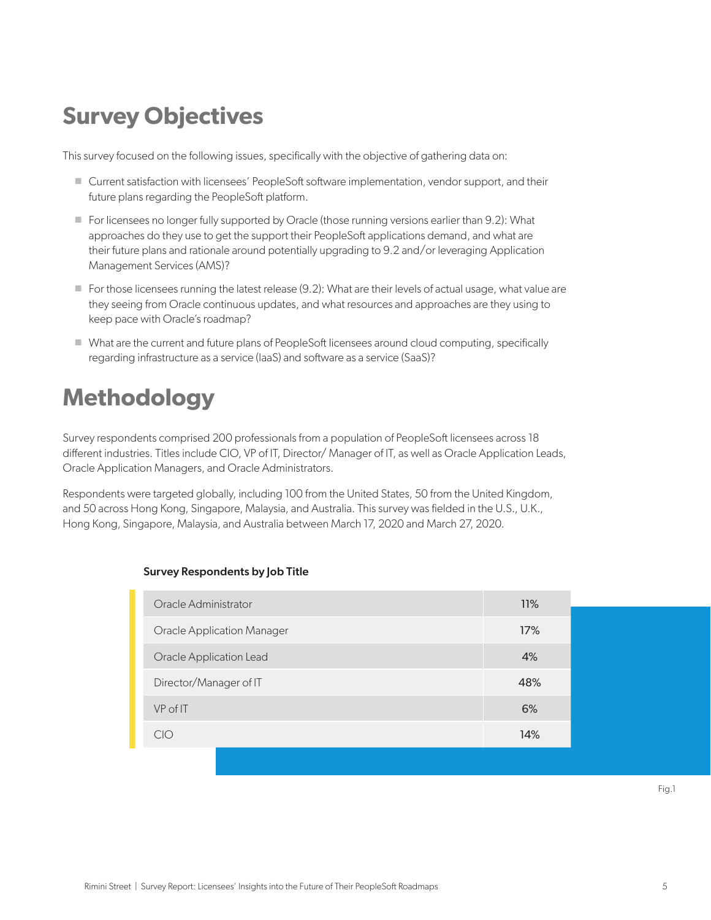# Survey Objectives

This survey focused on the following issues, specifically with the objective of gathering data on:

- Current satisfaction with licensees' PeopleSoft software implementation, vendor support, and their future plans regarding the PeopleSoft platform.
- For licensees no longer fully supported by Oracle (those running versions earlier than 9.2): What approaches do they use to get the support their PeopleSoft applications demand, and what are their future plans and rationale around potentially upgrading to 9.2 and/or leveraging Application Management Services (AMS)?
- For those licensees running the latest release (9.2): What are their levels of actual usage, what value are they seeing from Oracle continuous updates, and what resources and approaches are they using to keep pace with Oracle's roadmap?
- What are the current and future plans of PeopleSoft licensees around cloud computing, specifically regarding infrastructure as a service (IaaS) and software as a service (SaaS)?

# Methodology

Survey respondents comprised 200 professionals from a population of PeopleSoft licensees across 18 different industries. Titles include CIO, VP of IT, Director/ Manager of IT, as well as Oracle Application Leads, Oracle Application Managers, and Oracle Administrators.

Respondents were targeted globally, including 100 from the United States, 50 from the United Kingdom, and 50 across Hong Kong, Singapore, Malaysia, and Australia. This survey was fielded in the U.S., U.K., Hong Kong, Singapore, Malaysia, and Australia between March 17, 2020 and March 27, 2020.

**Survey Respondents by Job Title**

| Job Title | % |
|---|---|
| Oracle Administrator | 11% |
| Oracle Application Manager | 17% |
| Oracle Application Lead | 4% |
| Director/Manager of IT | 48% |
| VP of IT | 6% |
| CIO | 14% |

Fig.1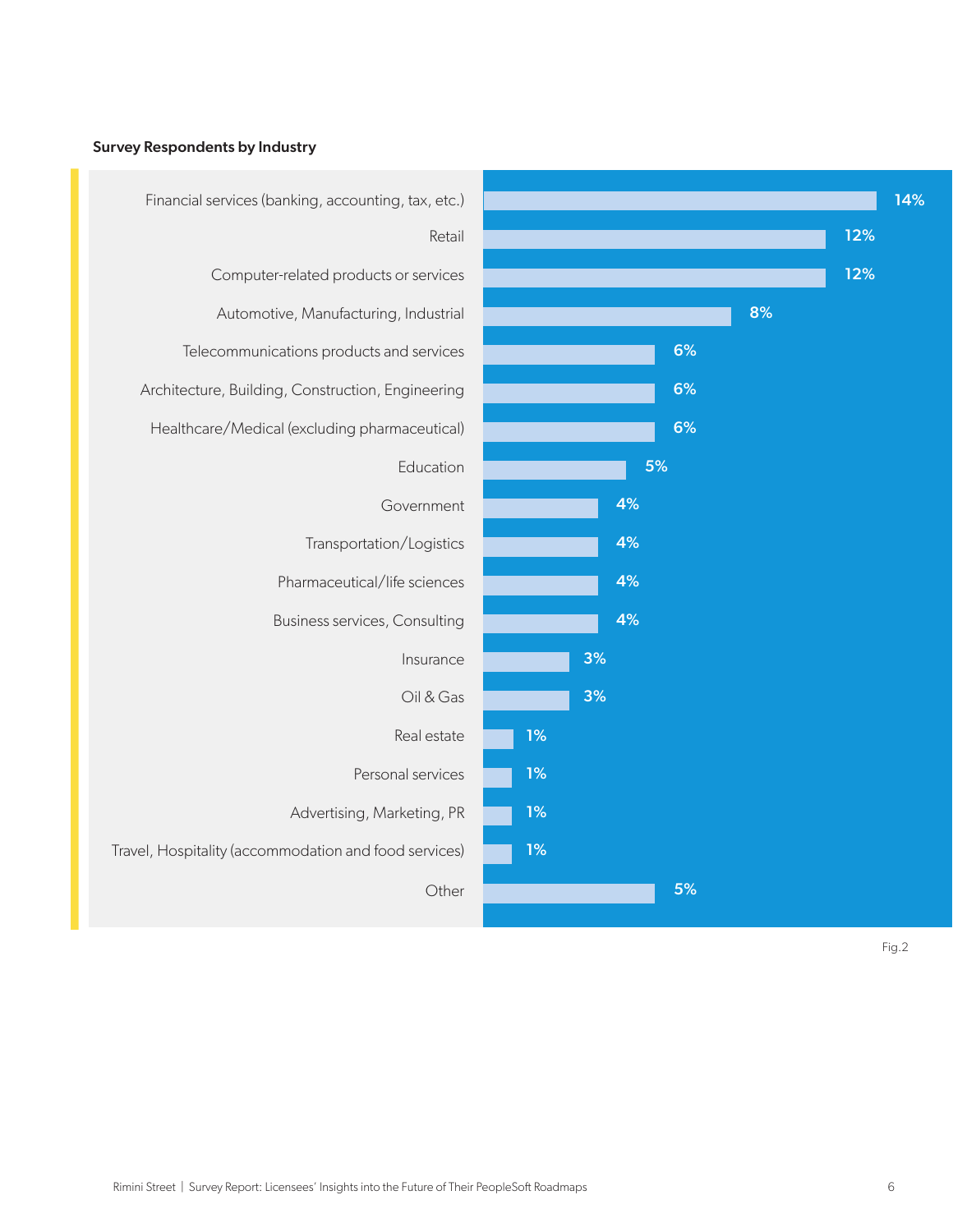**Survey Respondents by Industry**

| Industry | Percentage |
|---|---|
| Financial services (banking, accounting, tax, etc.) | 14% |
| Retail | 12% |
| Computer-related products or services | 12% |
| Automotive, Manufacturing, Industrial | 8% |
| Telecommunications products and services | 6% |
| Architecture, Building, Construction, Engineering | 6% |
| Healthcare/Medical (excluding pharmaceutical) | 6% |
| Education | 5% |
| Government | 4% |
| Transportation/Logistics | 4% |
| Pharmaceutical/life sciences | 4% |
| Business services, Consulting | 4% |
| Insurance | 3% |
| Oil & Gas | 3% |
| Real estate | 1% |
| Personal services | 1% |
| Advertising, Marketing, PR | 1% |
| Travel, Hospitality (accommodation and food services) | 1% |
| Other | 5% |

Fig.2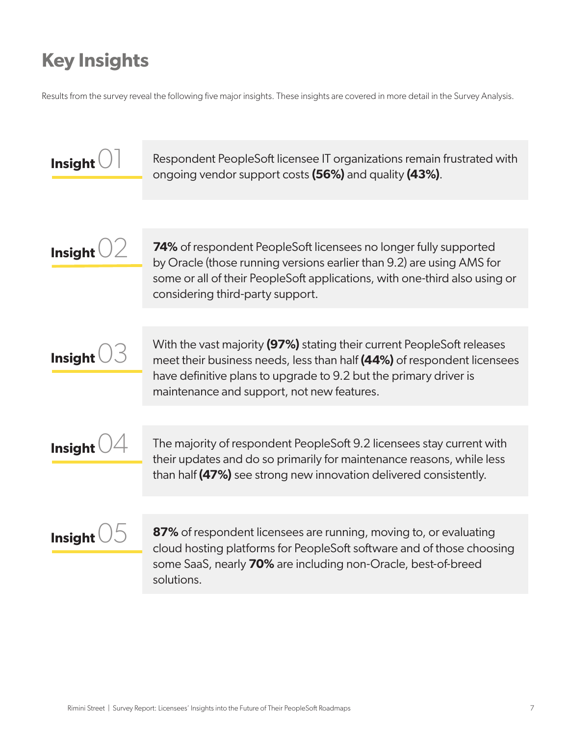# Key Insights

Results from the survey reveal the following five major insights. These insights are covered in more detail in the Survey Analysis.

**Insight 01**

Respondent PeopleSoft licensee IT organizations remain frustrated with ongoing vendor support costs **(56%)** and quality **(43%)**.

**Insight 02**

**74%** of respondent PeopleSoft licensees no longer fully supported by Oracle (those running versions earlier than 9.2) are using AMS for some or all of their PeopleSoft applications, with one-third also using or considering third-party support.

**Insight 03**

With the vast majority **(97%)** stating their current PeopleSoft releases meet their business needs, less than half **(44%)** of respondent licensees have definitive plans to upgrade to 9.2 but the primary driver is maintenance and support, not new features.

**Insight 04**

The majority of respondent PeopleSoft 9.2 licensees stay current with their updates and do so primarily for maintenance reasons, while less than half **(47%)** see strong new innovation delivered consistently.

**Insight 05**

**87%** of respondent licensees are running, moving to, or evaluating cloud hosting platforms for PeopleSoft software and of those choosing some SaaS, nearly **70%** are including non-Oracle, best-of-breed solutions.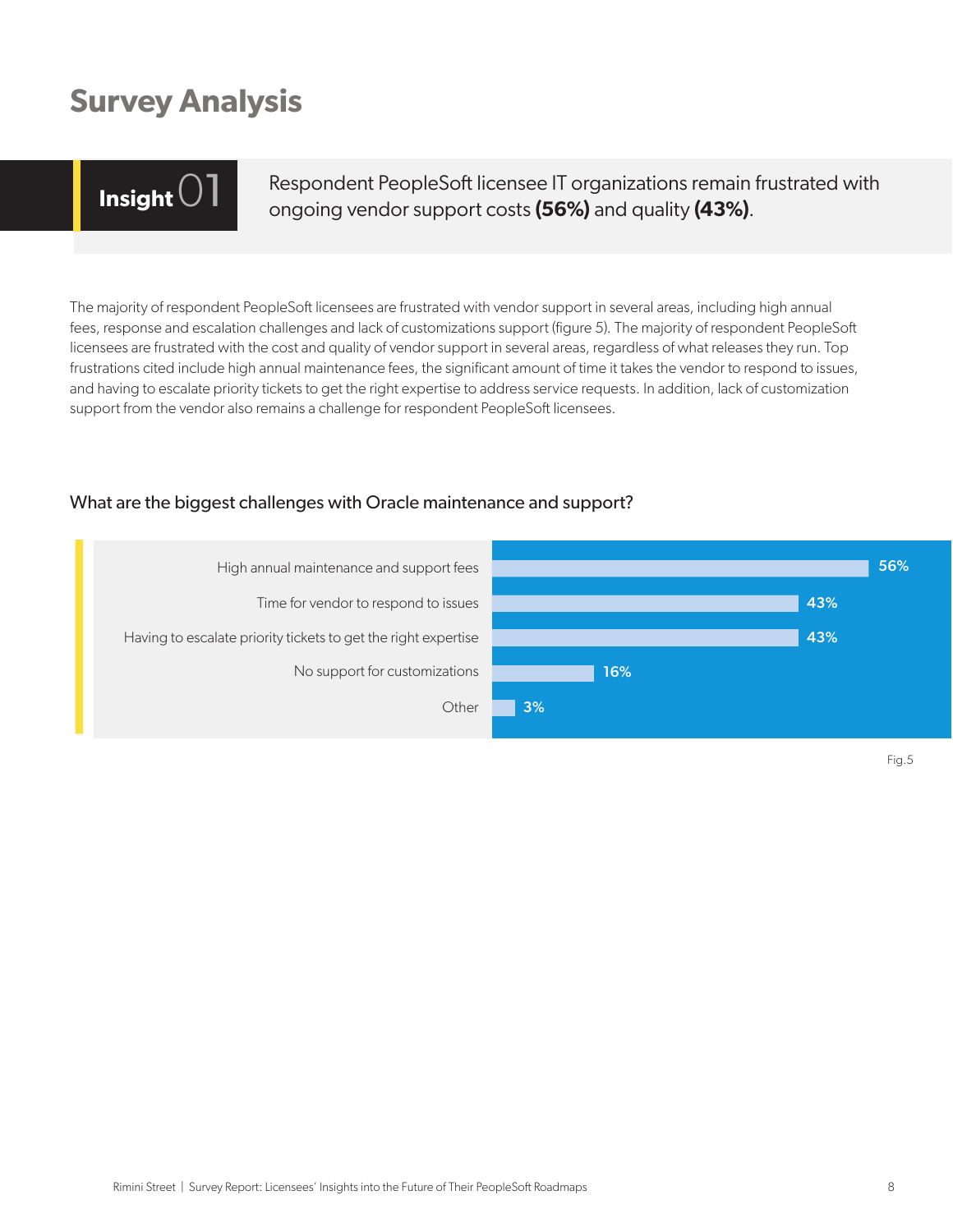# Survey Analysis

**Insight 01**

Respondent PeopleSoft licensee IT organizations remain frustrated with ongoing vendor support costs **(56%)** and quality **(43%)**.

The majority of respondent PeopleSoft licensees are frustrated with vendor support in several areas, including high annual fees, response and escalation challenges and lack of customizations support (figure 5). The majority of respondent PeopleSoft licensees are frustrated with the cost and quality of vendor support in several areas, regardless of what releases they run. Top frustrations cited include high annual maintenance fees, the significant amount of time it takes the vendor to respond to issues, and having to escalate priority tickets to get the right expertise to address service requests. In addition, lack of customization support from the vendor also remains a challenge for respondent PeopleSoft licensees.

### What are the biggest challenges with Oracle maintenance and support?

| Challenge | Percentage |
|---|---|
| High annual maintenance and support fees | 56% |
| Time for vendor to respond to issues | 43% |
| Having to escalate priority tickets to get the right expertise | 43% |
| No support for customizations | 16% |
| Other | 3% |

Fig.5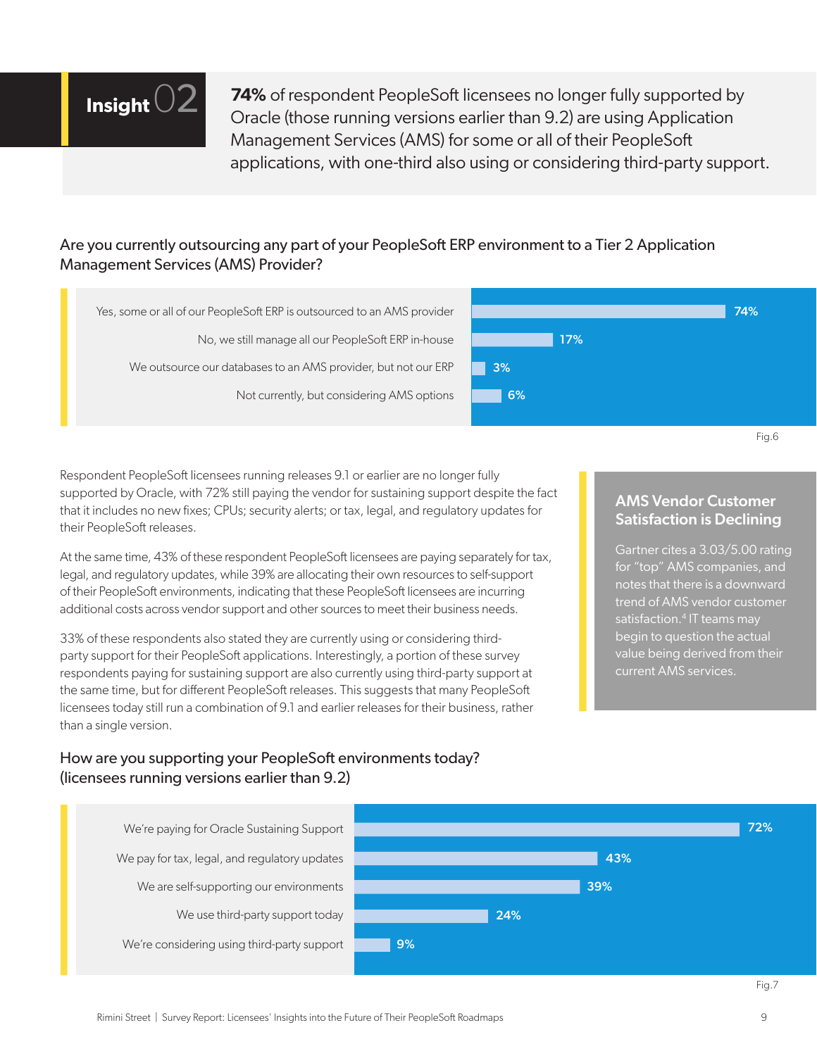## Insight 02

**74%** of respondent PeopleSoft licensees no longer fully supported by Oracle (those running versions earlier than 9.2) are using Application Management Services (AMS) for some or all of their PeopleSoft applications, with one-third also using or considering third-party support.

### Are you currently outsourcing any part of your PeopleSoft ERP environment to a Tier 2 Application Management Services (AMS) Provider?

| Response | % |
|---|---|
| Yes, some or all of our PeopleSoft ERP is outsourced to an AMS provider | 74% |
| No, we still manage all our PeopleSoft ERP in-house | 17% |
| We outsource our databases to an AMS provider, but not our ERP | 3% |
| Not currently, but considering AMS options | 6% |

Fig.6

Respondent PeopleSoft licensees running releases 9.1 or earlier are no longer fully supported by Oracle, with 72% still paying the vendor for sustaining support despite the fact that it includes no new fixes; CPUs; security alerts; or tax, legal, and regulatory updates for their PeopleSoft releases.

At the same time, 43% of these respondent PeopleSoft licensees are paying separately for tax, legal, and regulatory updates, while 39% are allocating their own resources to self-support of their PeopleSoft environments, indicating that these PeopleSoft licensees are incurring additional costs across vendor support and other sources to meet their business needs.

33% of these respondents also stated they are currently using or considering third-party support for their PeopleSoft applications. Interestingly, a portion of these survey respondents paying for sustaining support are also currently using third-party support at the same time, but for different PeopleSoft releases. This suggests that many PeopleSoft licensees today still run a combination of 9.1 and earlier releases for their business, rather than a single version.

### AMS Vendor Customer Satisfaction is Declining

Gartner cites a 3.03/5.00 rating for "top" AMS companies, and notes that there is a downward trend of AMS vendor customer satisfaction.[4] IT teams may begin to question the actual value being derived from their current AMS services.

### How are you supporting your PeopleSoft environments today? (licensees running versions earlier than 9.2)

| Response | % |
|---|---|
| We're paying for Oracle Sustaining Support | 72% |
| We pay for tax, legal, and regulatory updates | 43% |
| We are self-supporting our environments | 39% |
| We use third-party support today | 24% |
| We're considering using third-party support | 9% |

Fig.7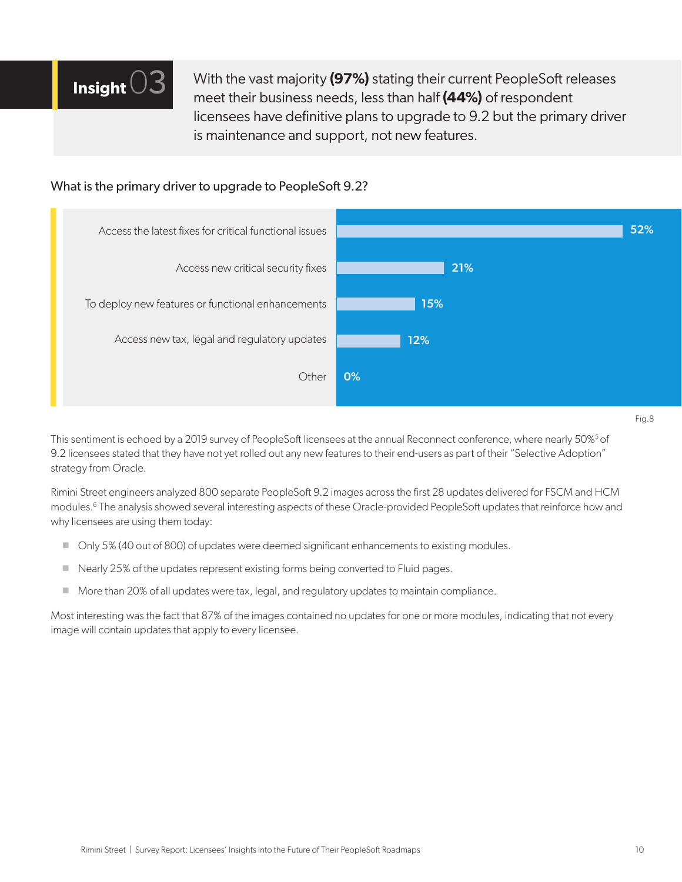## Insight 03

With the vast majority **(97%)** stating their current PeopleSoft releases meet their business needs, less than half **(44%)** of respondent licensees have definitive plans to upgrade to 9.2 but the primary driver is maintenance and support, not new features.

### What is the primary driver to upgrade to PeopleSoft 9.2?

| Driver | Percentage |
| --- | --- |
| Access the latest fixes for critical functional issues | 52% |
| Access new critical security fixes | 21% |
| To deploy new features or functional enhancements | 15% |
| Access new tax, legal and regulatory updates | 12% |
| Other | 0% |

Fig.8

This sentiment is echoed by a 2019 survey of PeopleSoft licensees at the annual Reconnect conference, where nearly 50%[5] of 9.2 licensees stated that they have not yet rolled out any new features to their end-users as part of their "Selective Adoption" strategy from Oracle.

Rimini Street engineers analyzed 800 separate PeopleSoft 9.2 images across the first 28 updates delivered for FSCM and HCM modules.[6] The analysis showed several interesting aspects of these Oracle-provided PeopleSoft updates that reinforce how and why licensees are using them today:

- Only 5% (40 out of 800) of updates were deemed significant enhancements to existing modules.
- Nearly 25% of the updates represent existing forms being converted to Fluid pages.
- More than 20% of all updates were tax, legal, and regulatory updates to maintain compliance.

Most interesting was the fact that 87% of the images contained no updates for one or more modules, indicating that not every image will contain updates that apply to every licensee.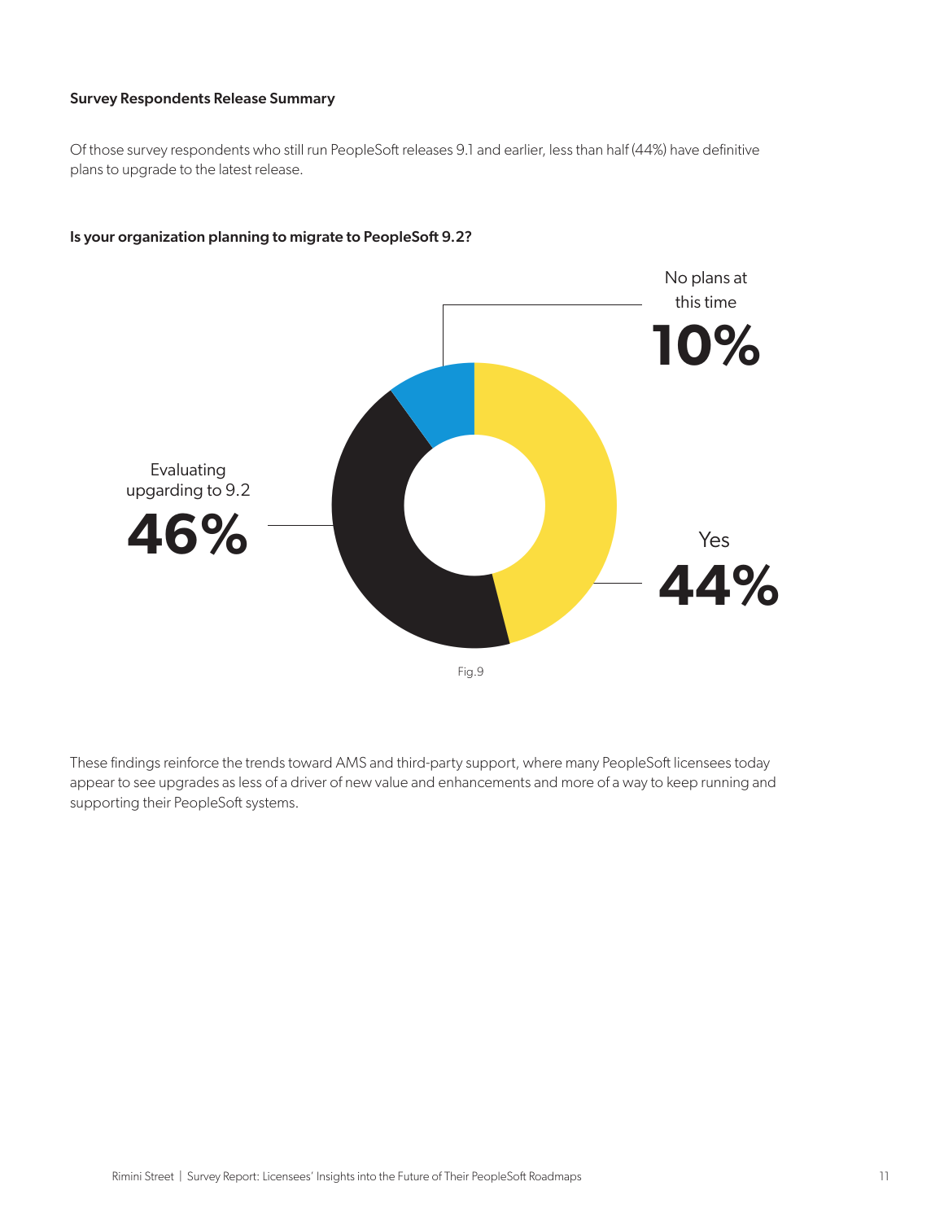### Survey Respondents Release Summary

Of those survey respondents who still run PeopleSoft releases 9.1 and earlier, less than half (44%) have definitive plans to upgrade to the latest release.

**Is your organization planning to migrate to PeopleSoft 9.2?**

| Response | Percentage |
| --- | --- |
| No plans at this time | 10% |
| Evaluating upgrading to 9.2 | 46% |
| Yes | 44% |

Fig.9

These findings reinforce the trends toward AMS and third-party support, where many PeopleSoft licensees today appear to see upgrades as less of a driver of new value and enhancements and more of a way to keep running and supporting their PeopleSoft systems.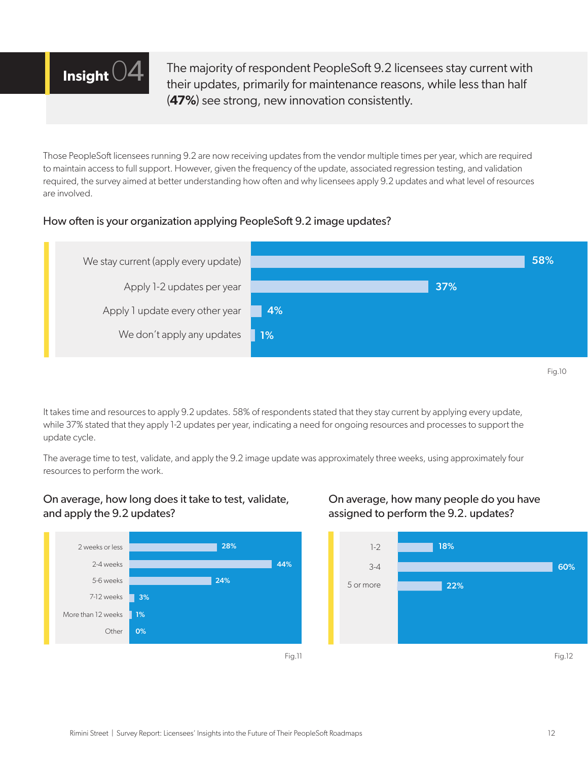## Insight 04

The majority of respondent PeopleSoft 9.2 licensees stay current with their updates, primarily for maintenance reasons, while less than half (**47%**) see strong, new innovation consistently.

Those PeopleSoft licensees running 9.2 are now receiving updates from the vendor multiple times per year, which are required to maintain access to full support. However, given the frequency of the update, associated regression testing, and validation required, the survey aimed at better understanding how often and why licensees apply 9.2 updates and what level of resources are involved.

### How often is your organization applying PeopleSoft 9.2 image updates?

| Response | Percentage |
|---|---|
| We stay current (apply every update) | 58% |
| Apply 1-2 updates per year | 37% |
| Apply 1 update every other year | 4% |
| We don't apply any updates | 1% |

Fig.10

It takes time and resources to apply 9.2 updates. 58% of respondents stated that they stay current by applying every update, while 37% stated that they apply 1-2 updates per year, indicating a need for ongoing resources and processes to support the update cycle.

The average time to test, validate, and apply the 9.2 image update was approximately three weeks, using approximately four resources to perform the work.

### On average, how long does it take to test, validate, and apply the 9.2 updates?

| Response | Percentage |
|---|---|
| 2 weeks or less | 28% |
| 2-4 weeks | 44% |
| 5-6 weeks | 24% |
| 7-12 weeks | 3% |
| More than 12 weeks | 1% |
| Other | 0% |

Fig.11

### On average, how many people do you have assigned to perform the 9.2. updates?

| Response | Percentage |
|---|---|
| 1-2 | 18% |
| 3-4 | 60% |
| 5 or more | 22% |

Fig.12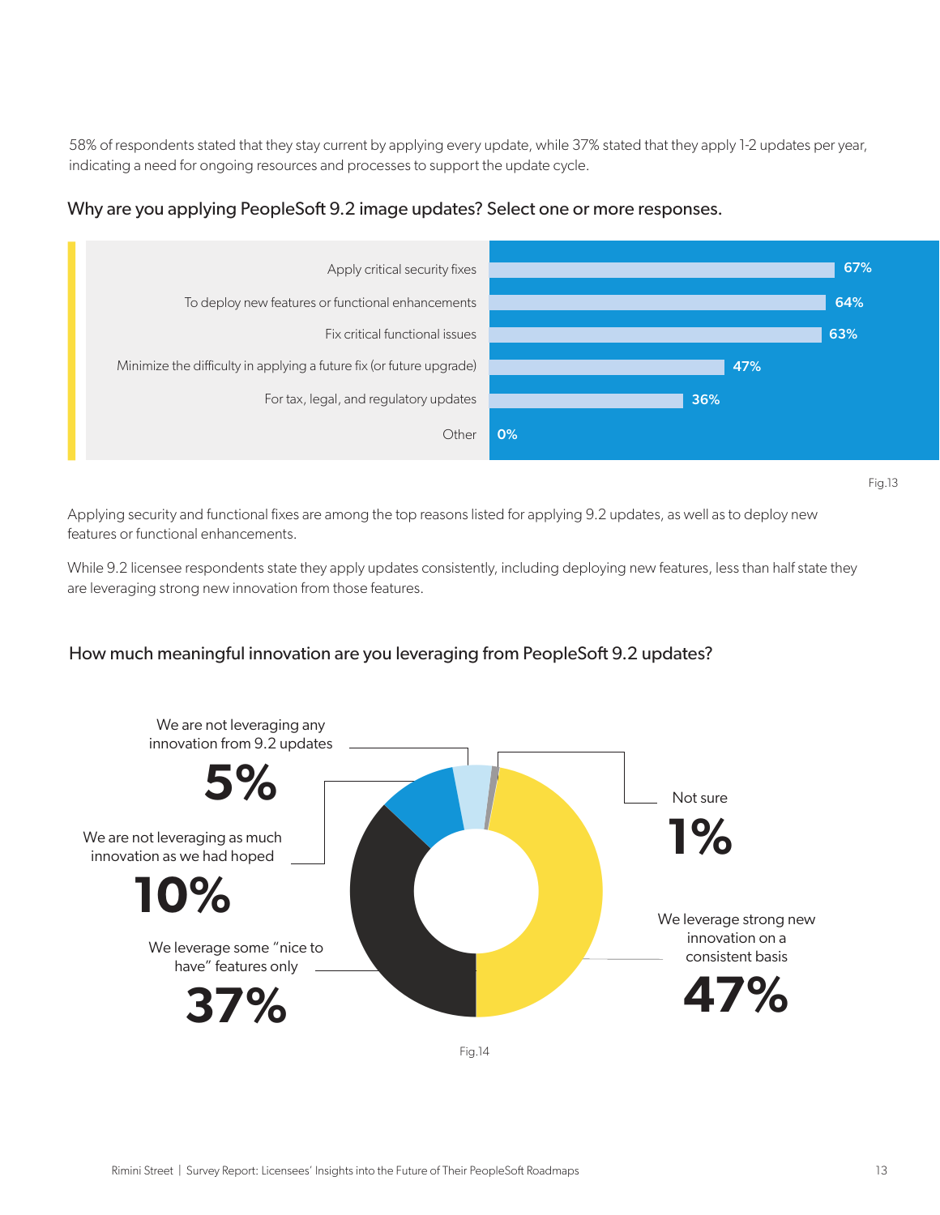58% of respondents stated that they stay current by applying every update, while 37% stated that they apply 1-2 updates per year, indicating a need for ongoing resources and processes to support the update cycle.

### Why are you applying PeopleSoft 9.2 image updates? Select one or more responses.

| Response | % |
| --- | --- |
| Apply critical security fixes | 67% |
| To deploy new features or functional enhancements | 64% |
| Fix critical functional issues | 63% |
| Minimize the difficulty in applying a future fix (or future upgrade) | 47% |
| For tax, legal, and regulatory updates | 36% |
| Other | 0% |

Fig.13

Applying security and functional fixes are among the top reasons listed for applying 9.2 updates, as well as to deploy new features or functional enhancements.

While 9.2 licensee respondents state they apply updates consistently, including deploying new features, less than half state they are leveraging strong new innovation from those features.

### How much meaningful innovation are you leveraging from PeopleSoft 9.2 updates?

| Response | % |
| --- | --- |
| We leverage strong new innovation on a consistent basis | 47% |
| We leverage some "nice to have" features only | 37% |
| We are not leveraging as much innovation as we had hoped | 10% |
| We are not leveraging any innovation from 9.2 updates | 5% |
| Not sure | 1% |

Fig.14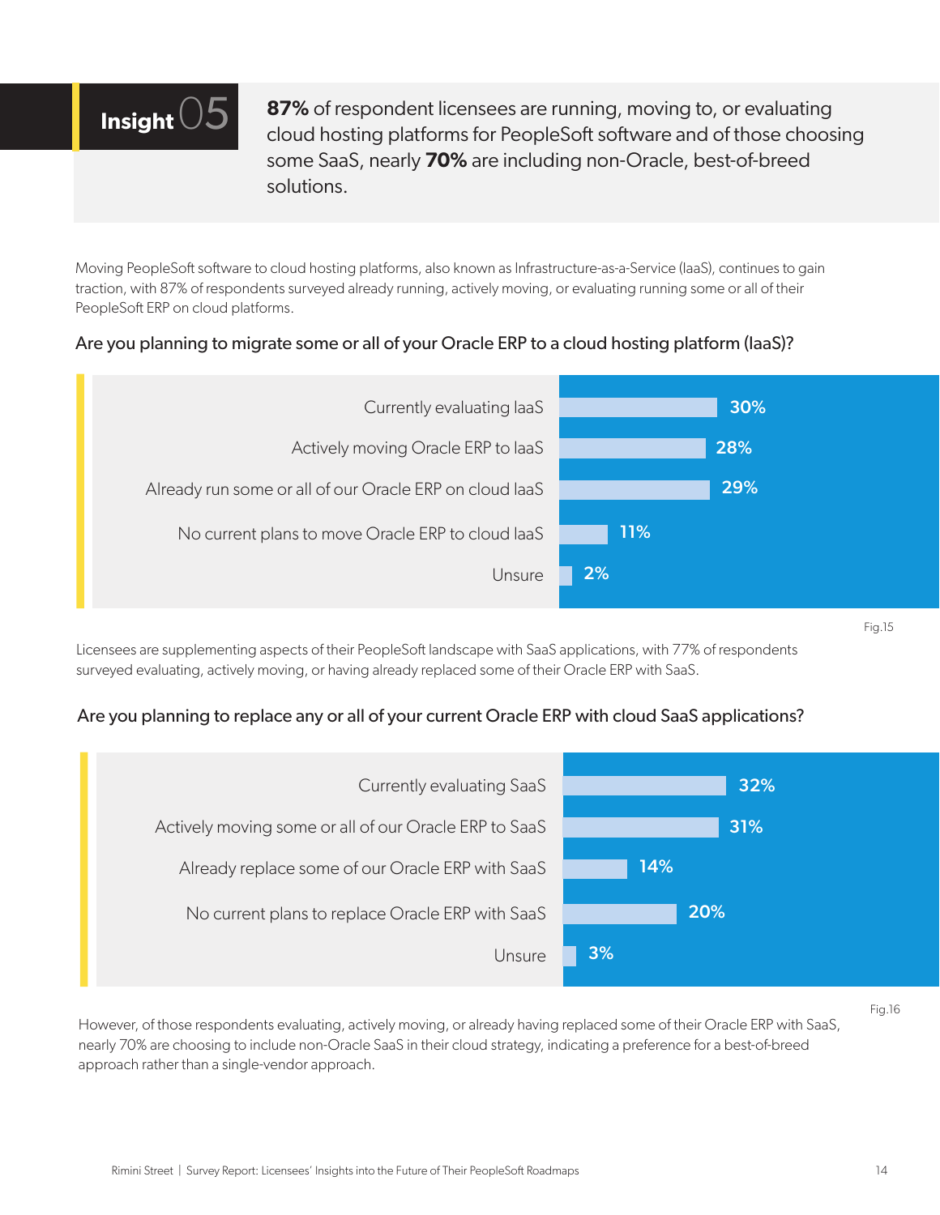## Insight 05

**87%** of respondent licensees are running, moving to, or evaluating cloud hosting platforms for PeopleSoft software and of those choosing some SaaS, nearly **70%** are including non-Oracle, best-of-breed solutions.

Moving PeopleSoft software to cloud hosting platforms, also known as Infrastructure-as-a-Service (IaaS), continues to gain traction, with 87% of respondents surveyed already running, actively moving, or evaluating running some or all of their PeopleSoft ERP on cloud platforms.

### Are you planning to migrate some or all of your Oracle ERP to a cloud hosting platform (IaaS)?

| Response | Percentage |
| --- | --- |
| Currently evaluating IaaS | 30% |
| Actively moving Oracle ERP to IaaS | 28% |
| Already run some or all of our Oracle ERP on cloud IaaS | 29% |
| No current plans to move Oracle ERP to cloud IaaS | 11% |
| Unsure | 2% |

Fig.15

Licensees are supplementing aspects of their PeopleSoft landscape with SaaS applications, with 77% of respondents surveyed evaluating, actively moving, or having already replaced some of their Oracle ERP with SaaS.

### Are you planning to replace any or all of your current Oracle ERP with cloud SaaS applications?

| Response | Percentage |
| --- | --- |
| Currently evaluating SaaS | 32% |
| Actively moving some or all of our Oracle ERP to SaaS | 31% |
| Already replace some of our Oracle ERP with SaaS | 14% |
| No current plans to replace Oracle ERP with SaaS | 20% |
| Unsure | 3% |

Fig.16

However, of those respondents evaluating, actively moving, or already having replaced some of their Oracle ERP with SaaS, nearly 70% are choosing to include non-Oracle SaaS in their cloud strategy, indicating a preference for a best-of-breed approach rather than a single-vendor approach.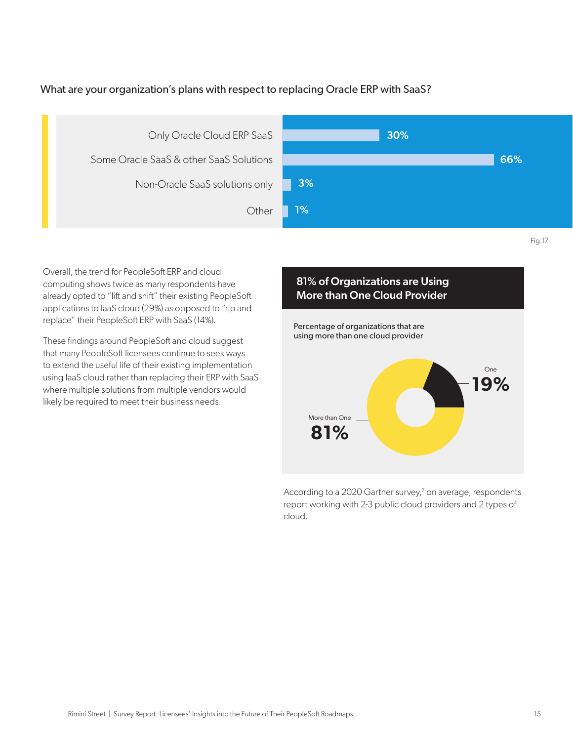### What are your organization's plans with respect to replacing Oracle ERP with SaaS?

| Response | Percentage |
|---|---|
| Only Oracle Cloud ERP SaaS | 30% |
| Some Oracle SaaS & other SaaS Solutions | 66% |
| Non-Oracle SaaS solutions only | 3% |
| Other | 1% |

Fig.17

Overall, the trend for PeopleSoft ERP and cloud computing shows twice as many respondents have already opted to "lift and shift" their existing PeopleSoft applications to IaaS cloud (29%) as opposed to "rip and replace" their PeopleSoft ERP with SaaS (14%).

These findings around PeopleSoft and cloud suggest that many PeopleSoft licensees continue to seek ways to extend the useful life of their existing implementation using IaaS cloud rather than replacing their ERP with SaaS where multiple solutions from multiple vendors would likely be required to meet their business needs.

### 81% of Organizations are Using More than One Cloud Provider

Percentage of organizations that are using more than one cloud provider

| Number of cloud providers | Percentage |
|---|---|
| One | 19% |
| More than One | 81% |

According to a 2020 Gartner survey,[7] on average, respondents report working with 2-3 public cloud providers and 2 types of cloud.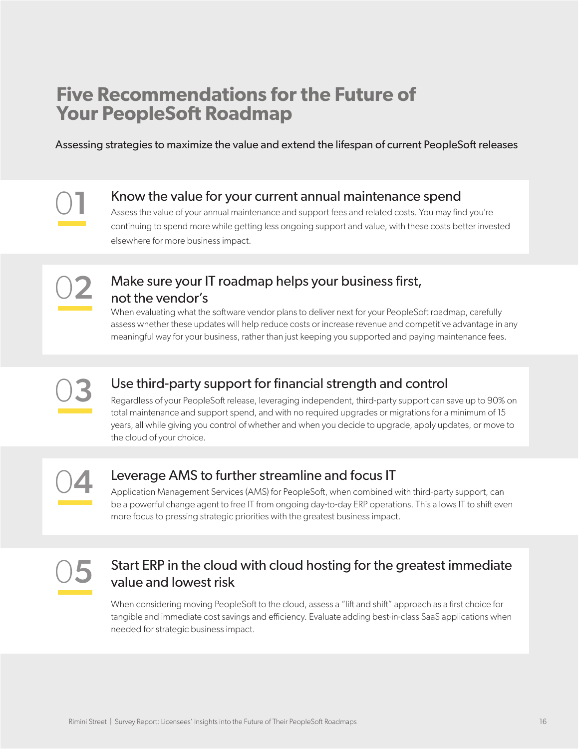# Five Recommendations for the Future of Your PeopleSoft Roadmap

Assessing strategies to maximize the value and extend the lifespan of current PeopleSoft releases

## 01 Know the value for your current annual maintenance spend

Assess the value of your annual maintenance and support fees and related costs. You may find you're continuing to spend more while getting less ongoing support and value, with these costs better invested elsewhere for more business impact.

## 02 Make sure your IT roadmap helps your business first, not the vendor's

When evaluating what the software vendor plans to deliver next for your PeopleSoft roadmap, carefully assess whether these updates will help reduce costs or increase revenue and competitive advantage in any meaningful way for your business, rather than just keeping you supported and paying maintenance fees.

## 03 Use third-party support for financial strength and control

Regardless of your PeopleSoft release, leveraging independent, third-party support can save up to 90% on total maintenance and support spend, and with no required upgrades or migrations for a minimum of 15 years, all while giving you control of whether and when you decide to upgrade, apply updates, or move to the cloud of your choice.

## 04 Leverage AMS to further streamline and focus IT

Application Management Services (AMS) for PeopleSoft, when combined with third-party support, can be a powerful change agent to free IT from ongoing day-to-day ERP operations. This allows IT to shift even more focus to pressing strategic priorities with the greatest business impact.

## 05 Start ERP in the cloud with cloud hosting for the greatest immediate value and lowest risk

When considering moving PeopleSoft to the cloud, assess a "lift and shift" approach as a first choice for tangible and immediate cost savings and efficiency. Evaluate adding best-in-class SaaS applications when needed for strategic business impact.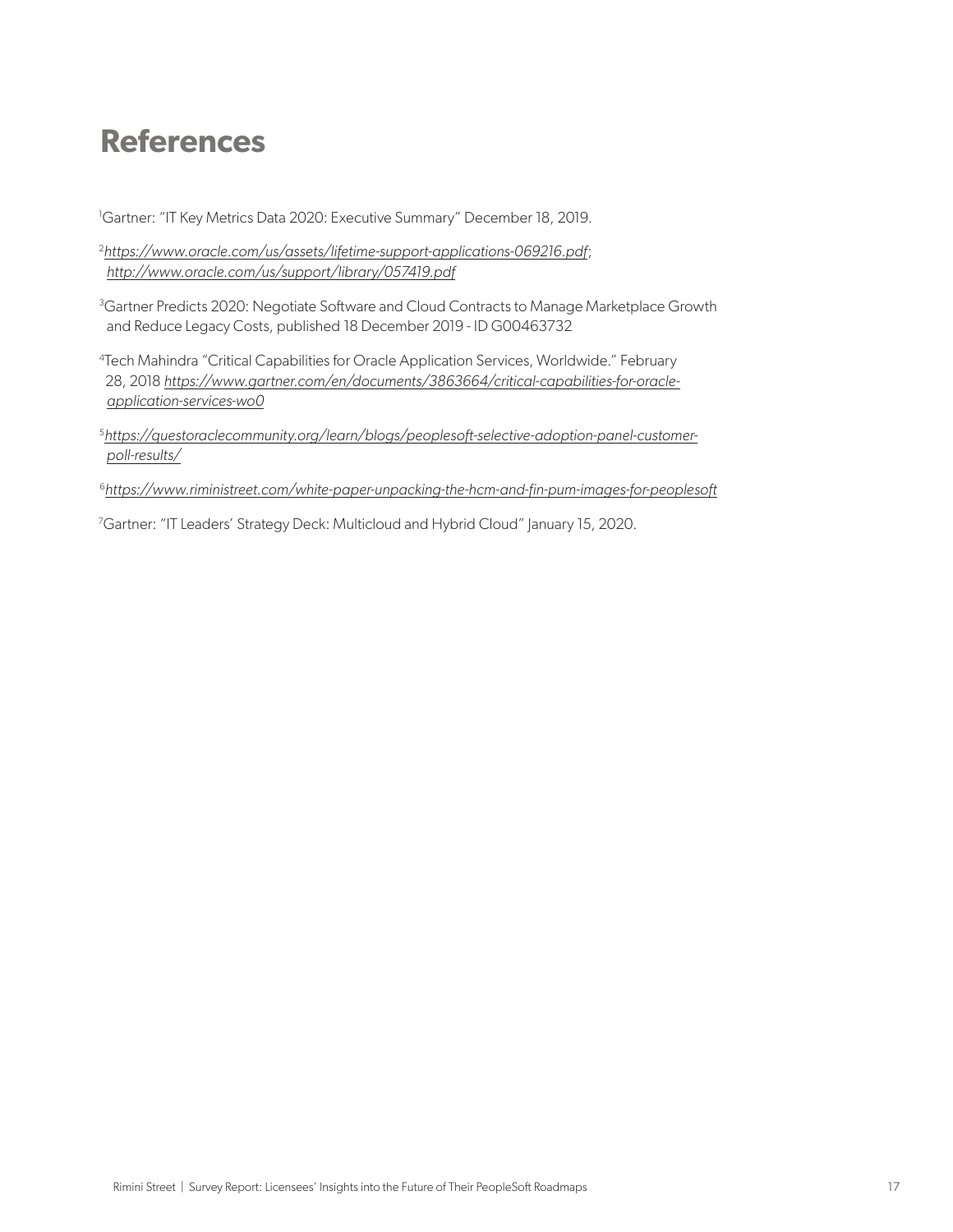# References

[1]Gartner: "IT Key Metrics Data 2020: Executive Summary" December 18, 2019.

[2]*https://www.oracle.com/us/assets/lifetime-support-applications-069216.pdf*; *http://www.oracle.com/us/support/library/057419.pdf*

[3]Gartner Predicts 2020: Negotiate Software and Cloud Contracts to Manage Marketplace Growth and Reduce Legacy Costs, published 18 December 2019 - ID G00463732

[4]Tech Mahindra "Critical Capabilities for Oracle Application Services, Worldwide." February 28, 2018 *https://www.gartner.com/en/documents/3863664/critical-capabilities-for-oracle-application-services-wo0*

[5]*https://questoraclecommunity.org/learn/blogs/peoplesoft-selective-adoption-panel-customer-poll-results/*

[6]*https://www.riministreet.com/white-paper-unpacking-the-hcm-and-fin-pum-images-for-peoplesoft*

[7]Gartner: "IT Leaders' Strategy Deck: Multicloud and Hybrid Cloud" January 15, 2020.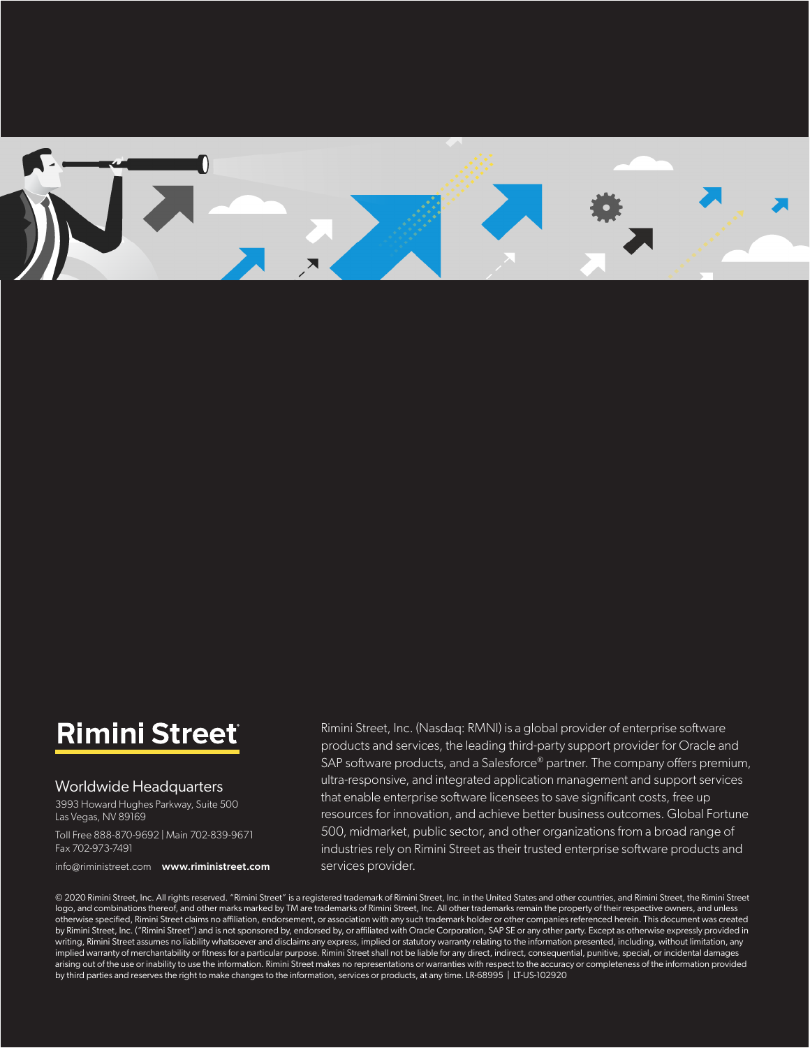**Rimini Street**

Worldwide Headquarters

3993 Howard Hughes Parkway, Suite 500
Las Vegas, NV 89169

Toll Free 888-870-9692 | Main 702-839-9671
Fax 702-973-7491

info@riministreet.com **www.riministreet.com**

Rimini Street, Inc. (Nasdaq: RMNI) is a global provider of enterprise software products and services, the leading third-party support provider for Oracle and SAP software products, and a Salesforce® partner. The company offers premium, ultra-responsive, and integrated application management and support services that enable enterprise software licensees to save significant costs, free up resources for innovation, and achieve better business outcomes. Global Fortune 500, midmarket, public sector, and other organizations from a broad range of industries rely on Rimini Street as their trusted enterprise software products and services provider.

© 2020 Rimini Street, Inc. All rights reserved. "Rimini Street" is a registered trademark of Rimini Street, Inc. in the United States and other countries, and Rimini Street, the Rimini Street logo, and combinations thereof, and other marks marked by TM are trademarks of Rimini Street, Inc. All other trademarks remain the property of their respective owners, and unless otherwise specified, Rimini Street claims no affiliation, endorsement, or association with any such trademark holder or other companies referenced herein. This document was created by Rimini Street, Inc. ("Rimini Street") and is not sponsored by, endorsed by, or affiliated with Oracle Corporation, SAP SE or any other party. Except as otherwise expressly provided in writing, Rimini Street assumes no liability whatsoever and disclaims any express, implied or statutory warranty relating to the information presented, including, without limitation, any implied warranty of merchantability or fitness for a particular purpose. Rimini Street shall not be liable for any direct, indirect, consequential, punitive, special, or incidental damages arising out of the use or inability to use the information. Rimini Street makes no representations or warranties with respect to the accuracy or completeness of the information provided by third parties and reserves the right to make changes to the information, services or products, at any time. LR-68995 | LT-US-102920